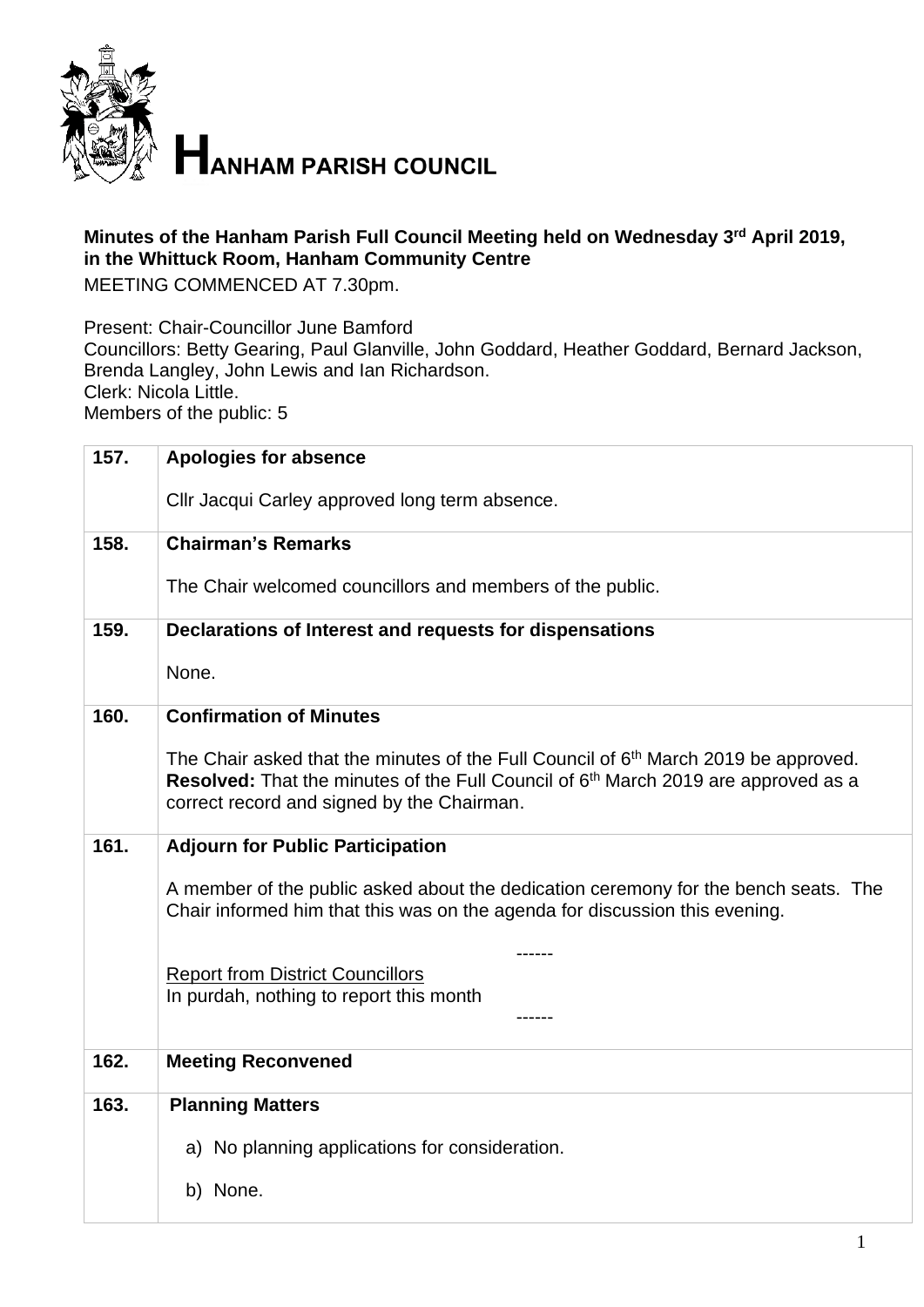# HANHAM PARISH COUNCIL

**Minutes of the Hanham Parish Full Council Meeting held on Wednesday 3rd April 2019, in the Whittuck Room, Hanham Community Centre**

MEETING COMMENCED AT 7.30pm.

Present: Chair-Councillor June Bamford
Councillors: Betty Gearing, Paul Glanville, John Goddard, Heather Goddard, Bernard Jackson, Brenda Langley, John Lewis and Ian Richardson.
Clerk: Nicola Little.
Members of the public: 5

| | |
|---|---|
| **157.** | **Apologies for absence**<br><br>Cllr Jacqui Carley approved long term absence. |
| **158.** | **Chairman's Remarks**<br><br>The Chair welcomed councillors and members of the public. |
| **159.** | **Declarations of Interest and requests for dispensations**<br><br>None. |
| **160.** | **Confirmation of Minutes**<br><br>The Chair asked that the minutes of the Full Council of 6th March 2019 be approved.<br>**Resolved:** That the minutes of the Full Council of 6th March 2019 are approved as a correct record and signed by the Chairman. |
| **161.** | **Adjourn for Public Participation**<br><br>A member of the public asked about the dedication ceremony for the bench seats. The Chair informed him that this was on the agenda for discussion this evening.<br><br>------<br>Report from District Councillors<br>In purdah, nothing to report this month<br>------ |
| **162.** | **Meeting Reconvened** |
| **163.** | **Planning Matters**<br><br>a) No planning applications for consideration.<br><br>b) None. |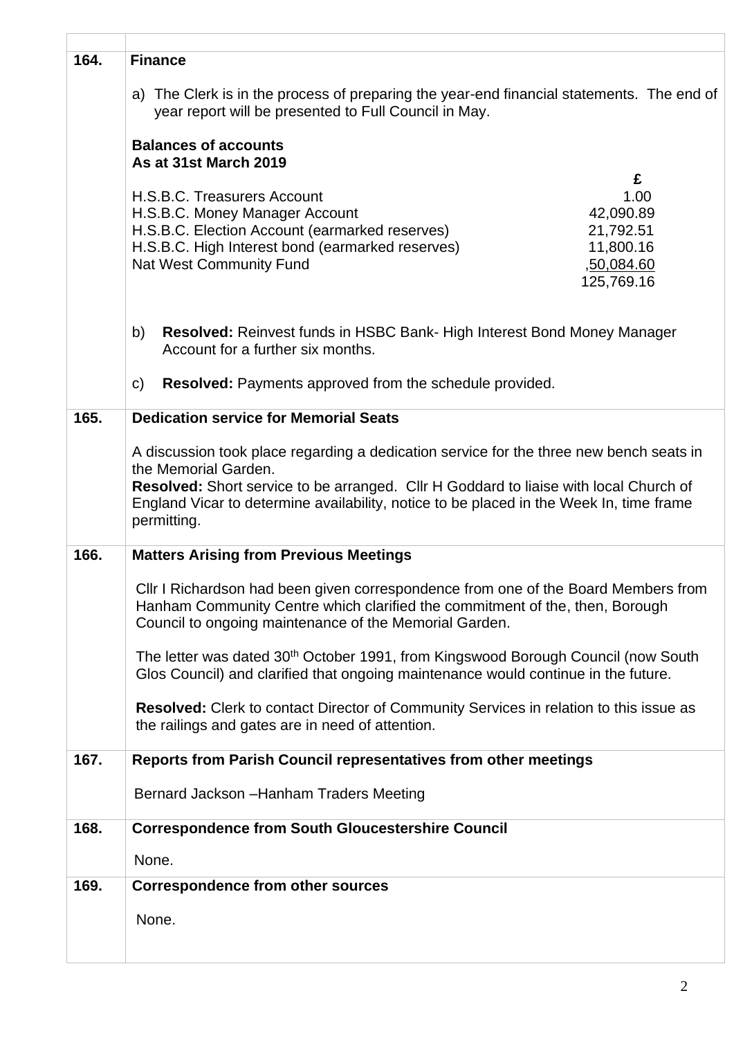| | |
|---|---|
| **164.** | **Finance**<br><br>a) The Clerk is in the process of preparing the year-end financial statements. The end of year report will be presented to Full Council in May.<br><br>**Balances of accounts**<br>**As at 31st March 2019**<br><br>H.S.B.C. Treasurers Account — **£** 1.00<br>H.S.B.C. Money Manager Account — 42,090.89<br>H.S.B.C. Election Account (earmarked reserves) — 21,792.51<br>H.S.B.C. High Interest bond (earmarked reserves) — 11,800.16<br>Nat West Community Fund — ,50,084.60<br>125,769.16<br><br>b) **Resolved:** Reinvest funds in HSBC Bank- High Interest Bond Money Manager Account for a further six months.<br><br>c) **Resolved:** Payments approved from the schedule provided. |
| **165.** | **Dedication service for Memorial Seats**<br><br>A discussion took place regarding a dedication service for the three new bench seats in the Memorial Garden.<br>**Resolved:** Short service to be arranged. Cllr H Goddard to liaise with local Church of England Vicar to determine availability, notice to be placed in the Week In, time frame permitting. |
| **166.** | **Matters Arising from Previous Meetings**<br><br>Cllr I Richardson had been given correspondence from one of the Board Members from Hanham Community Centre which clarified the commitment of the, then, Borough Council to ongoing maintenance of the Memorial Garden.<br><br>The letter was dated 30th October 1991, from Kingswood Borough Council (now South Glos Council) and clarified that ongoing maintenance would continue in the future.<br><br>**Resolved:** Clerk to contact Director of Community Services in relation to this issue as the railings and gates are in need of attention. |
| **167.** | **Reports from Parish Council representatives from other meetings**<br><br>Bernard Jackson –Hanham Traders Meeting |
| **168.** | **Correspondence from South Gloucestershire Council**<br><br>None. |
| **169.** | **Correspondence from other sources**<br><br>None. |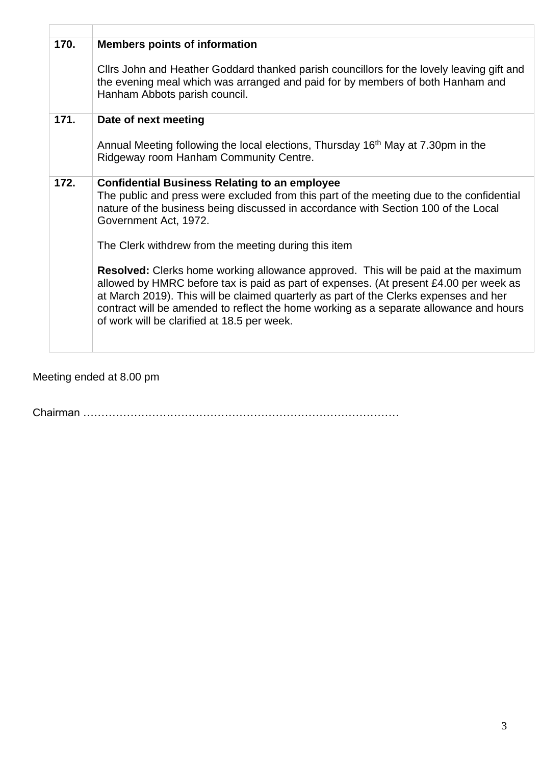| | |
|---|---|
| **170.** | **Members points of information**<br><br>Cllrs John and Heather Goddard thanked parish councillors for the lovely leaving gift and the evening meal which was arranged and paid for by members of both Hanham and Hanham Abbots parish council. |
| **171.** | **Date of next meeting**<br><br>Annual Meeting following the local elections, Thursday 16th May at 7.30pm in the Ridgeway room Hanham Community Centre. |
| **172.** | **Confidential Business Relating to an employee**<br>The public and press were excluded from this part of the meeting due to the confidential nature of the business being discussed in accordance with Section 100 of the Local Government Act, 1972.<br><br>The Clerk withdrew from the meeting during this item<br><br>**Resolved:** Clerks home working allowance approved. This will be paid at the maximum allowed by HMRC before tax is paid as part of expenses. (At present £4.00 per week as at March 2019). This will be claimed quarterly as part of the Clerks expenses and her contract will be amended to reflect the home working as a separate allowance and hours of work will be clarified at 18.5 per week. |

Meeting ended at 8.00 pm

Chairman ……………………………………………………………………………